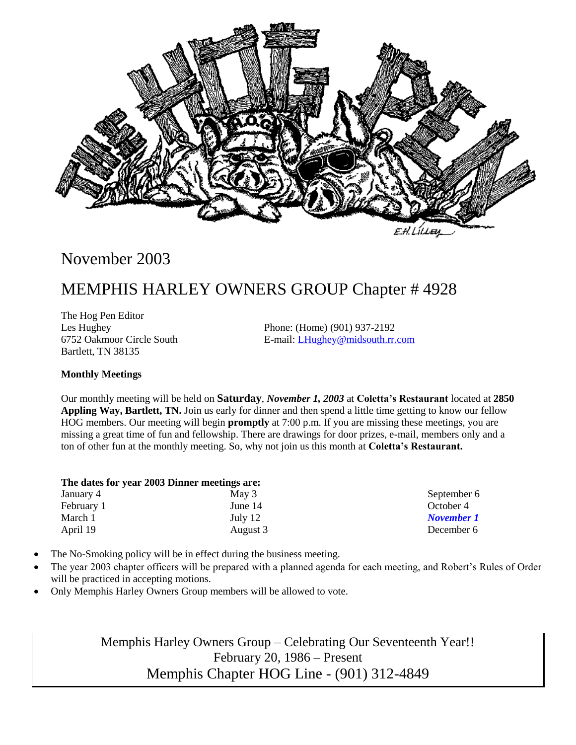# November 2003

## MEMPHIS HARLEY OWNERS GROUP Chapter # 4928

The Hog Pen Editor
Les Hughey
6752 Oakmoor Circle South
Bartlett, TN 38135

Phone: (Home) (901) 937-2192
E-mail: LHughey@midsouth.rr.com

**Monthly Meetings**

Our monthly meeting will be held on **Saturday**, ***November 1, 2003*** at **Coletta's Restaurant** located at **2850 Appling Way, Bartlett, TN.** Join us early for dinner and then spend a little time getting to know our fellow HOG members. Our meeting will begin **promptly** at 7:00 p.m. If you are missing these meetings, you are missing a great time of fun and fellowship. There are drawings for door prizes, e-mail, members only and a ton of other fun at the monthly meeting. So, why not join us this month at **Coletta's Restaurant.**

**The dates for year 2003 Dinner meetings are:**

| | | |
|---|---|---|
| January 4 | May 3 | September 6 |
| February 1 | June 14 | October 4 |
| March 1 | July 12 | ***November 1*** |
| April 19 | August 3 | December 6 |

- The No-Smoking policy will be in effect during the business meeting.
- The year 2003 chapter officers will be prepared with a planned agenda for each meeting, and Robert's Rules of Order will be practiced in accepting motions.
- Only Memphis Harley Owners Group members will be allowed to vote.

Memphis Harley Owners Group – Celebrating Our Seventeenth Year!!
February 20, 1986 – Present
Memphis Chapter HOG Line - (901) 312-4849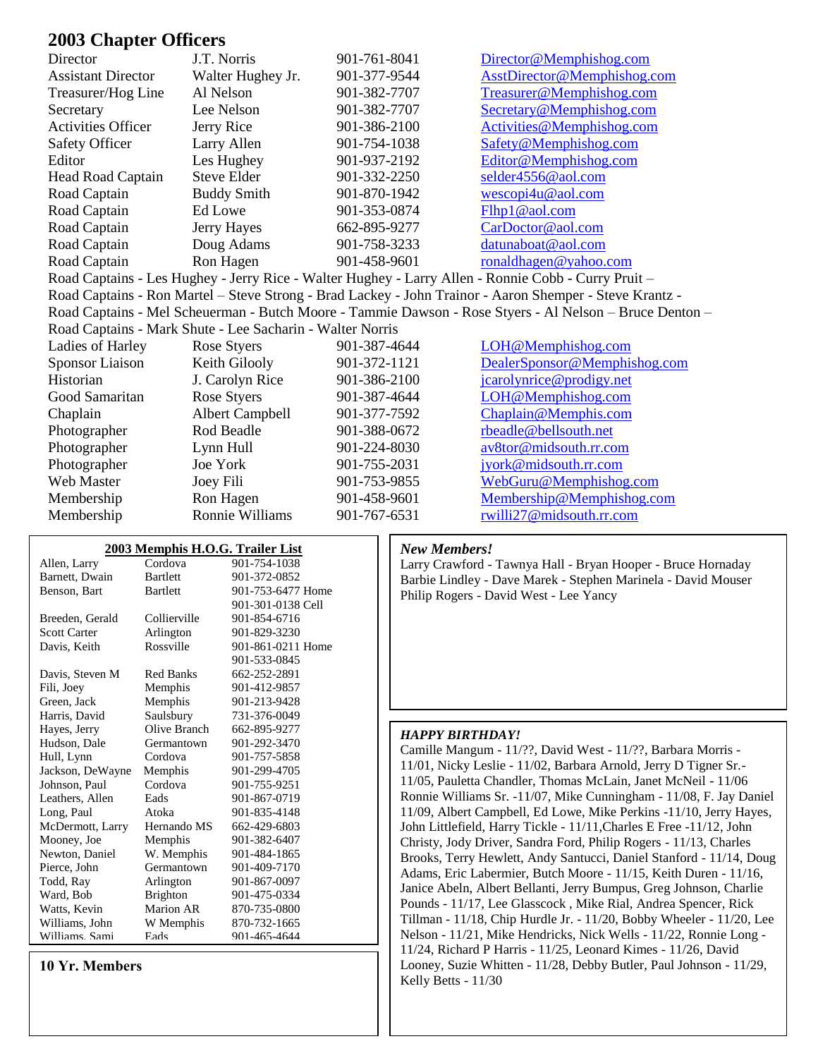## 2003 Chapter Officers

| | | | |
|---|---|---|---|
| Director | J.T. Norris | 901-761-8041 | Director@Memphishog.com |
| Assistant Director | Walter Hughey Jr. | 901-377-9544 | AsstDirector@Memphishog.com |
| Treasurer/Hog Line | Al Nelson | 901-382-7707 | Treasurer@Memphishog.com |
| Secretary | Lee Nelson | 901-382-7707 | Secretary@Memphishog.com |
| Activities Officer | Jerry Rice | 901-386-2100 | Activities@Memphishog.com |
| Safety Officer | Larry Allen | 901-754-1038 | Safety@Memphishog.com |
| Editor | Les Hughey | 901-937-2192 | Editor@Memphishog.com |
| Head Road Captain | Steve Elder | 901-332-2250 | selder4556@aol.com |
| Road Captain | Buddy Smith | 901-870-1942 | wescopi4u@aol.com |
| Road Captain | Ed Lowe | 901-353-0874 | Flhp1@aol.com |
| Road Captain | Jerry Hayes | 662-895-9277 | CarDoctor@aol.com |
| Road Captain | Doug Adams | 901-758-3233 | datunaboat@aol.com |
| Road Captain | Ron Hagen | 901-458-9601 | ronaldhagen@yahoo.com |

Road Captains - Les Hughey - Jerry Rice - Walter Hughey - Larry Allen - Ronnie Cobb - Curry Pruit –
Road Captains - Ron Martel – Steve Strong - Brad Lackey - John Trainor - Aaron Shemper - Steve Krantz -
Road Captains - Mel Scheuerman - Butch Moore - Tammie Dawson - Rose Styers - Al Nelson – Bruce Denton –
Road Captains - Mark Shute - Lee Sacharin - Walter Norris

| | | | |
|---|---|---|---|
| Ladies of Harley | Rose Styers | 901-387-4644 | LOH@Memphishog.com |
| Sponsor Liaison | Keith Gilooly | 901-372-1121 | DealerSponsor@Memphishog.com |
| Historian | J. Carolyn Rice | 901-386-2100 | jcarolynrice@prodigy.net |
| Good Samaritan | Rose Styers | 901-387-4644 | LOH@Memphishog.com |
| Chaplain | Albert Campbell | 901-377-7592 | Chaplain@Memphis.com |
| Photographer | Rod Beadle | 901-388-0672 | rbeadle@bellsouth.net |
| Photographer | Lynn Hull | 901-224-8030 | av8tor@midsouth.rr.com |
| Photographer | Joe York | 901-755-2031 | jyork@midsouth.rr.com |
| Web Master | Joey Fili | 901-753-9855 | WebGuru@Memphishog.com |
| Membership | Ron Hagen | 901-458-9601 | Membership@Memphishog.com |
| Membership | Ronnie Williams | 901-767-6531 | rwilli27@midsouth.rr.com |

### 2003 Memphis H.O.G. Trailer List

| | | |
|---|---|---|
| Allen, Larry | Cordova | 901-754-1038 |
| Barnett, Dwain | Bartlett | 901-372-0852 |
| Benson, Bart | Bartlett | 901-753-6477 Home<br>901-301-0138 Cell |
| Breeden, Gerald | Collierville | 901-854-6716 |
| Scott Carter | Arlington | 901-829-3230 |
| Davis, Keith | Rossville | 901-861-0211 Home<br>901-533-0845 |
| Davis, Steven M | Red Banks | 662-252-2891 |
| Fili, Joey | Memphis | 901-412-9857 |
| Green, Jack | Memphis | 901-213-9428 |
| Harris, David | Saulsbury | 731-376-0049 |
| Hayes, Jerry | Olive Branch | 662-895-9277 |
| Hudson, Dale | Germantown | 901-292-3470 |
| Hull, Lynn | Cordova | 901-757-5858 |
| Jackson, DeWayne | Memphis | 901-299-4705 |
| Johnson, Paul | Cordova | 901-755-9251 |
| Leathers, Allen | Eads | 901-867-0719 |
| Long, Paul | Atoka | 901-835-4148 |
| McDermott, Larry | Hernando MS | 662-429-6803 |
| Mooney, Joe | Memphis | 901-382-6407 |
| Newton, Daniel | W. Memphis | 901-484-1865 |
| Pierce, John | Germantown | 901-409-7170 |
| Todd, Ray | Arlington | 901-867-0097 |
| Ward, Bob | Brighton | 901-475-0334 |
| Watts, Kevin | Marion AR | 870-735-0800 |
| Williams, John | W Memphis | 870-732-1665 |
| Williams, Sami | Eads | 901-465-4644 |

### 10 Yr. Members

### *New Members!*

Larry Crawford - Tawnya Hall - Bryan Hooper - Bruce Hornaday
Barbie Lindley - Dave Marek - Stephen Marinela - David Mouser
Philip Rogers - David West - Lee Yancy

### *HAPPY BIRTHDAY!*

Camille Mangum - 11/??, David West - 11/??, Barbara Morris - 11/01, Nicky Leslie - 11/02, Barbara Arnold, Jerry D Tigner Sr.- 11/05, Pauletta Chandler, Thomas McLain, Janet McNeil - 11/06 Ronnie Williams Sr. -11/07, Mike Cunningham - 11/08, F. Jay Daniel 11/09, Albert Campbell, Ed Lowe, Mike Perkins -11/10, Jerry Hayes, John Littlefield, Harry Tickle - 11/11,Charles E Free -11/12, John Christy, Jody Driver, Sandra Ford, Philip Rogers - 11/13, Charles Brooks, Terry Hewlett, Andy Santucci, Daniel Stanford - 11/14, Doug Adams, Eric Labermier, Butch Moore - 11/15, Keith Duren - 11/16, Janice Abeln, Albert Bellanti, Jerry Bumpus, Greg Johnson, Charlie Pounds - 11/17, Lee Glasscock , Mike Rial, Andrea Spencer, Rick Tillman - 11/18, Chip Hurdle Jr. - 11/20, Bobby Wheeler - 11/20, Lee Nelson - 11/21, Mike Hendricks, Nick Wells - 11/22, Ronnie Long - 11/24, Richard P Harris - 11/25, Leonard Kimes - 11/26, David Looney, Suzie Whitten - 11/28, Debby Butler, Paul Johnson - 11/29, Kelly Betts - 11/30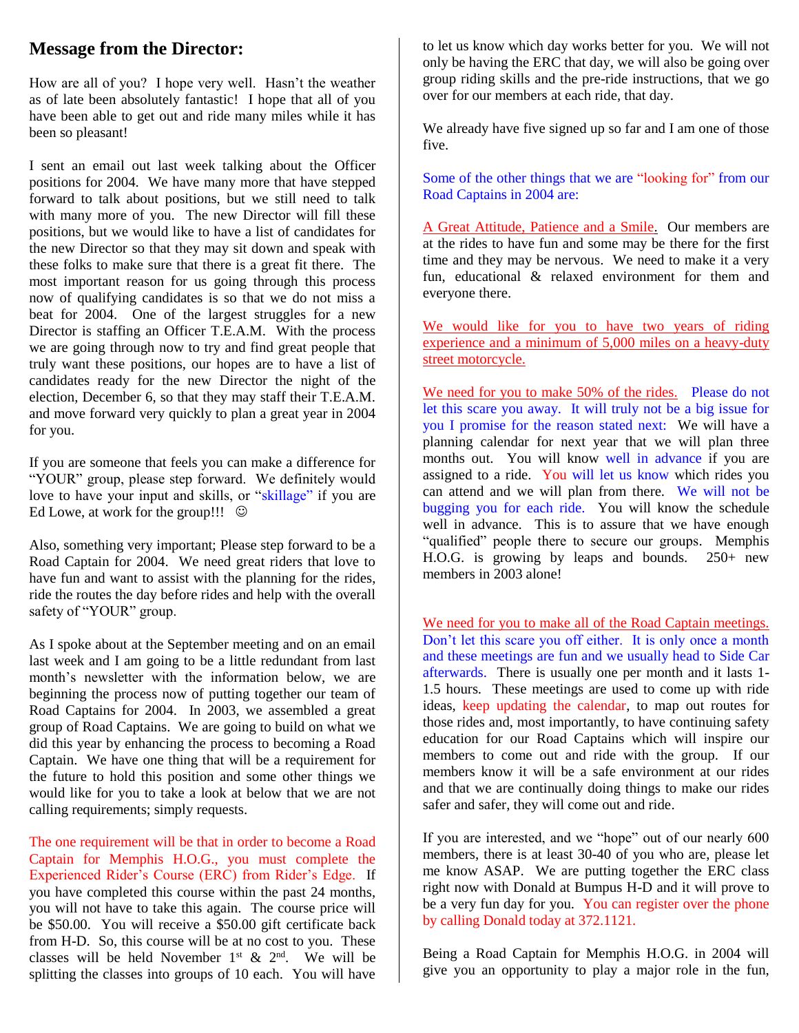## Message from the Director:

How are all of you? I hope very well. Hasn't the weather as of late been absolutely fantastic! I hope that all of you have been able to get out and ride many miles while it has been so pleasant!

I sent an email out last week talking about the Officer positions for 2004. We have many more that have stepped forward to talk about positions, but we still need to talk with many more of you. The new Director will fill these positions, but we would like to have a list of candidates for the new Director so that they may sit down and speak with these folks to make sure that there is a great fit there. The most important reason for us going through this process now of qualifying candidates is so that we do not miss a beat for 2004. One of the largest struggles for a new Director is staffing an Officer T.E.A.M. With the process we are going through now to try and find great people that truly want these positions, our hopes are to have a list of candidates ready for the new Director the night of the election, December 6, so that they may staff their T.E.A.M. and move forward very quickly to plan a great year in 2004 for you.

If you are someone that feels you can make a difference for "YOUR" group, please step forward. We definitely would love to have your input and skills, or "skillage" if you are Ed Lowe, at work for the group!!! ☺

Also, something very important; Please step forward to be a Road Captain for 2004. We need great riders that love to have fun and want to assist with the planning for the rides, ride the routes the day before rides and help with the overall safety of "YOUR" group.

As I spoke about at the September meeting and on an email last week and I am going to be a little redundant from last month's newsletter with the information below, we are beginning the process now of putting together our team of Road Captains for 2004. In 2003, we assembled a great group of Road Captains. We are going to build on what we did this year by enhancing the process to becoming a Road Captain. We have one thing that will be a requirement for the future to hold this position and some other things we would like for you to take a look at below that we are not calling requirements; simply requests.

The one requirement will be that in order to become a Road Captain for Memphis H.O.G., you must complete the Experienced Rider's Course (ERC) from Rider's Edge. If you have completed this course within the past 24 months, you will not have to take this again. The course price will be $50.00. You will receive a $50.00 gift certificate back from H-D. So, this course will be at no cost to you. These classes will be held November 1st & 2nd. We will be splitting the classes into groups of 10 each. You will have to let us know which day works better for you. We will not only be having the ERC that day, we will also be going over group riding skills and the pre-ride instructions, that we go over for our members at each ride, that day.

We already have five signed up so far and I am one of those five.

Some of the other things that we are "looking for" from our Road Captains in 2004 are:

A Great Attitude, Patience and a Smile. Our members are at the rides to have fun and some may be there for the first time and they may be nervous. We need to make it a very fun, educational & relaxed environment for them and everyone there.

We would like for you to have two years of riding experience and a minimum of 5,000 miles on a heavy-duty street motorcycle.

We need for you to make 50% of the rides. Please do not let this scare you away. It will truly not be a big issue for you I promise for the reason stated next: We will have a planning calendar for next year that we will plan three months out. You will know well in advance if you are assigned to a ride. You will let us know which rides you can attend and we will plan from there. We will not be bugging you for each ride. You will know the schedule well in advance. This is to assure that we have enough "qualified" people there to secure our groups. Memphis H.O.G. is growing by leaps and bounds. 250+ new members in 2003 alone!

We need for you to make all of the Road Captain meetings. Don't let this scare you off either. It is only once a month and these meetings are fun and we usually head to Side Car afterwards. There is usually one per month and it lasts 1-1.5 hours. These meetings are used to come up with ride ideas, keep updating the calendar, to map out routes for those rides and, most importantly, to have continuing safety education for our Road Captains which will inspire our members to come out and ride with the group. If our members know it will be a safe environment at our rides and that we are continually doing things to make our rides safer and safer, they will come out and ride.

If you are interested, and we "hope" out of our nearly 600 members, there is at least 30-40 of you who are, please let me know ASAP. We are putting together the ERC class right now with Donald at Bumpus H-D and it will prove to be a very fun day for you. You can register over the phone by calling Donald today at 372.1121.

Being a Road Captain for Memphis H.O.G. in 2004 will give you an opportunity to play a major role in the fun,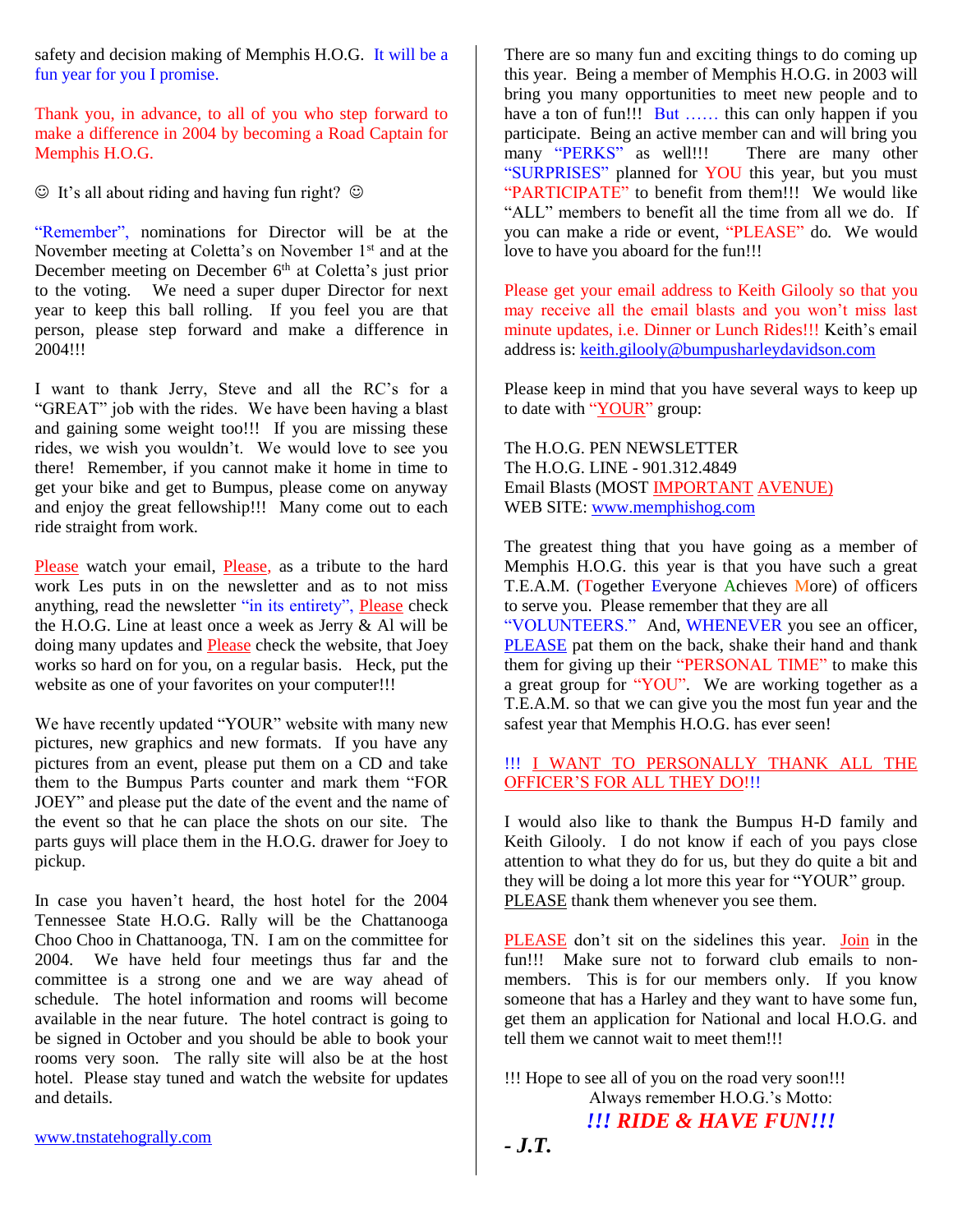safety and decision making of Memphis H.O.G. It will be a fun year for you I promise.

Thank you, in advance, to all of you who step forward to make a difference in 2004 by becoming a Road Captain for Memphis H.O.G.

☺ It's all about riding and having fun right? ☺

"Remember", nominations for Director will be at the November meeting at Coletta's on November 1st and at the December meeting on December 6th at Coletta's just prior to the voting. We need a super duper Director for next year to keep this ball rolling. If you feel you are that person, please step forward and make a difference in 2004!!!

I want to thank Jerry, Steve and all the RC's for a "GREAT" job with the rides. We have been having a blast and gaining some weight too!!! If you are missing these rides, we wish you wouldn't. We would love to see you there! Remember, if you cannot make it home in time to get your bike and get to Bumpus, please come on anyway and enjoy the great fellowship!!! Many come out to each ride straight from work.

Please watch your email, Please, as a tribute to the hard work Les puts in on the newsletter and as to not miss anything, read the newsletter "in its entirety", Please check the H.O.G. Line at least once a week as Jerry & Al will be doing many updates and Please check the website, that Joey works so hard on for you, on a regular basis. Heck, put the website as one of your favorites on your computer!!!

We have recently updated "YOUR" website with many new pictures, new graphics and new formats. If you have any pictures from an event, please put them on a CD and take them to the Bumpus Parts counter and mark them "FOR JOEY" and please put the date of the event and the name of the event so that he can place the shots on our site. The parts guys will place them in the H.O.G. drawer for Joey to pickup.

In case you haven't heard, the host hotel for the 2004 Tennessee State H.O.G. Rally will be the Chattanooga Choo Choo in Chattanooga, TN. I am on the committee for 2004. We have held four meetings thus far and the committee is a strong one and we are way ahead of schedule. The hotel information and rooms will become available in the near future. The hotel contract is going to be signed in October and you should be able to book your rooms very soon. The rally site will also be at the host hotel. Please stay tuned and watch the website for updates and details.

www.tnstatehograllly.com

There are so many fun and exciting things to do coming up this year. Being a member of Memphis H.O.G. in 2003 will bring you many opportunities to meet new people and to have a ton of fun!!! But …… this can only happen if you participate. Being an active member can and will bring you many "PERKS" as well!!! There are many other "SURPRISES" planned for YOU this year, but you must "PARTICIPATE" to benefit from them!!! We would like "ALL" members to benefit all the time from all we do. If you can make a ride or event, "PLEASE" do. We would love to have you aboard for the fun!!!

Please get your email address to Keith Gilooly so that you may receive all the email blasts and you won't miss last minute updates, i.e. Dinner or Lunch Rides!!! Keith's email address is: keith.gilooly@bumpusharleydavidson.com

Please keep in mind that you have several ways to keep up to date with "YOUR" group:

The H.O.G. PEN NEWSLETTER
The H.O.G. LINE - 901.312.4849
Email Blasts (MOST IMPORTANT AVENUE)
WEB SITE: www.memphishog.com

The greatest thing that you have going as a member of Memphis H.O.G. this year is that you have such a great T.E.A.M. (Together Everyone Achieves More) of officers to serve you. Please remember that they are all "VOLUNTEERS." And, WHENEVER you see an officer, PLEASE pat them on the back, shake their hand and thank them for giving up their "PERSONAL TIME" to make this a great group for "YOU". We are working together as a T.E.A.M. so that we can give you the most fun year and the safest year that Memphis H.O.G. has ever seen!

!!! I WANT TO PERSONALLY THANK ALL THE OFFICER'S FOR ALL THEY DO!!!

I would also like to thank the Bumpus H-D family and Keith Gilooly. I do not know if each of you pays close attention to what they do for us, but they do quite a bit and they will be doing a lot more this year for "YOUR" group. PLEASE thank them whenever you see them.

PLEASE don't sit on the sidelines this year. Join in the fun!!! Make sure not to forward club emails to non-members. This is for our members only. If you know someone that has a Harley and they want to have some fun, get them an application for National and local H.O.G. and tell them we cannot wait to meet them!!!

!!! Hope to see all of you on the road very soon!!!
Always remember H.O.G.'s Motto:

***!!! RIDE & HAVE FUN!!!***

***- J.T.***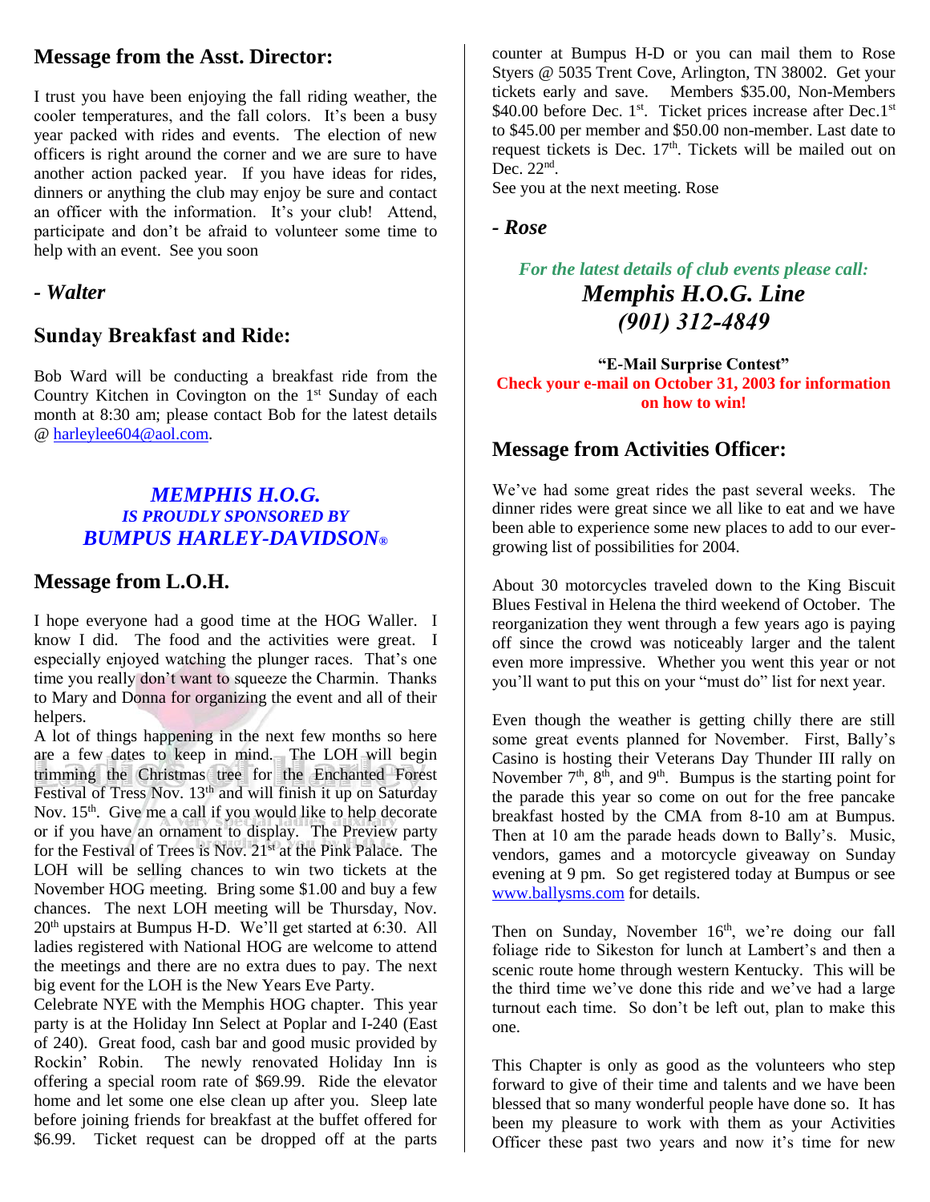## Message from the Asst. Director:

I trust you have been enjoying the fall riding weather, the cooler temperatures, and the fall colors. It's been a busy year packed with rides and events. The election of new officers is right around the corner and we are sure to have another action packed year. If you have ideas for rides, dinners or anything the club may enjoy be sure and contact an officer with the information. It's your club! Attend, participate and don't be afraid to volunteer some time to help with an event. See you soon

***- Walter***

## Sunday Breakfast and Ride:

Bob Ward will be conducting a breakfast ride from the Country Kitchen in Covington on the 1st Sunday of each month at 8:30 am; please contact Bob for the latest details @ harleylee604@aol.com.

***MEMPHIS H.O.G.***
***IS PROUDLY SPONSORED BY***
***BUMPUS HARLEY-DAVIDSON®***

## Message from L.O.H.

I hope everyone had a good time at the HOG Waller. I know I did. The food and the activities were great. I especially enjoyed watching the plunger races. That's one time you really don't want to squeeze the Charmin. Thanks to Mary and Donna for organizing the event and all of their helpers.

A lot of things happening in the next few months so here are a few dates to keep in mind. The LOH will begin trimming the Christmas tree for the Enchanted Forest Festival of Tress Nov. 13th and will finish it up on Saturday Nov. 15th. Give me a call if you would like to help decorate or if you have an ornament to display. The Preview party for the Festival of Trees is Nov. 21st at the Pink Palace. The LOH will be selling chances to win two tickets at the November HOG meeting. Bring some $1.00 and buy a few chances. The next LOH meeting will be Thursday, Nov. 20th upstairs at Bumpus H-D. We'll get started at 6:30. All ladies registered with National HOG are welcome to attend the meetings and there are no extra dues to pay. The next big event for the LOH is the New Years Eve Party.

Celebrate NYE with the Memphis HOG chapter. This year party is at the Holiday Inn Select at Poplar and I-240 (East of 240). Great food, cash bar and good music provided by Rockin' Robin. The newly renovated Holiday Inn is offering a special room rate of $69.99. Ride the elevator home and let some one else clean up after you. Sleep late before joining friends for breakfast at the buffet offered for $6.99. Ticket request can be dropped off at the parts counter at Bumpus H-D or you can mail them to Rose Styers @ 5035 Trent Cove, Arlington, TN 38002. Get your tickets early and save. Members $35.00, Non-Members $40.00 before Dec. 1st. Ticket prices increase after Dec.1st to $45.00 per member and $50.00 non-member. Last date to request tickets is Dec. 17th. Tickets will be mailed out on Dec. 22nd.

See you at the next meeting. Rose

***- Rose***

*For the latest details of club events please call:*
***Memphis H.O.G. Line***
***(901) 312-4849***

**"E-Mail Surprise Contest"**
**Check your e-mail on October 31, 2003 for information on how to win!**

## Message from Activities Officer:

We've had some great rides the past several weeks. The dinner rides were great since we all like to eat and we have been able to experience some new places to add to our ever-growing list of possibilities for 2004.

About 30 motorcycles traveled down to the King Biscuit Blues Festival in Helena the third weekend of October. The reorganization they went through a few years ago is paying off since the crowd was noticeably larger and the talent even more impressive. Whether you went this year or not you'll want to put this on your "must do" list for next year.

Even though the weather is getting chilly there are still some great events planned for November. First, Bally's Casino is hosting their Veterans Day Thunder III rally on November 7th, 8th, and 9th. Bumpus is the starting point for the parade this year so come on out for the free pancake breakfast hosted by the CMA from 8-10 am at Bumpus. Then at 10 am the parade heads down to Bally's. Music, vendors, games and a motorcycle giveaway on Sunday evening at 9 pm. So get registered today at Bumpus or see www.ballysms.com for details.

Then on Sunday, November 16th, we're doing our fall foliage ride to Sikeston for lunch at Lambert's and then a scenic route home through western Kentucky. This will be the third time we've done this ride and we've had a large turnout each time. So don't be left out, plan to make this one.

This Chapter is only as good as the volunteers who step forward to give of their time and talents and we have been blessed that so many wonderful people have done so. It has been my pleasure to work with them as your Activities Officer these past two years and now it's time for new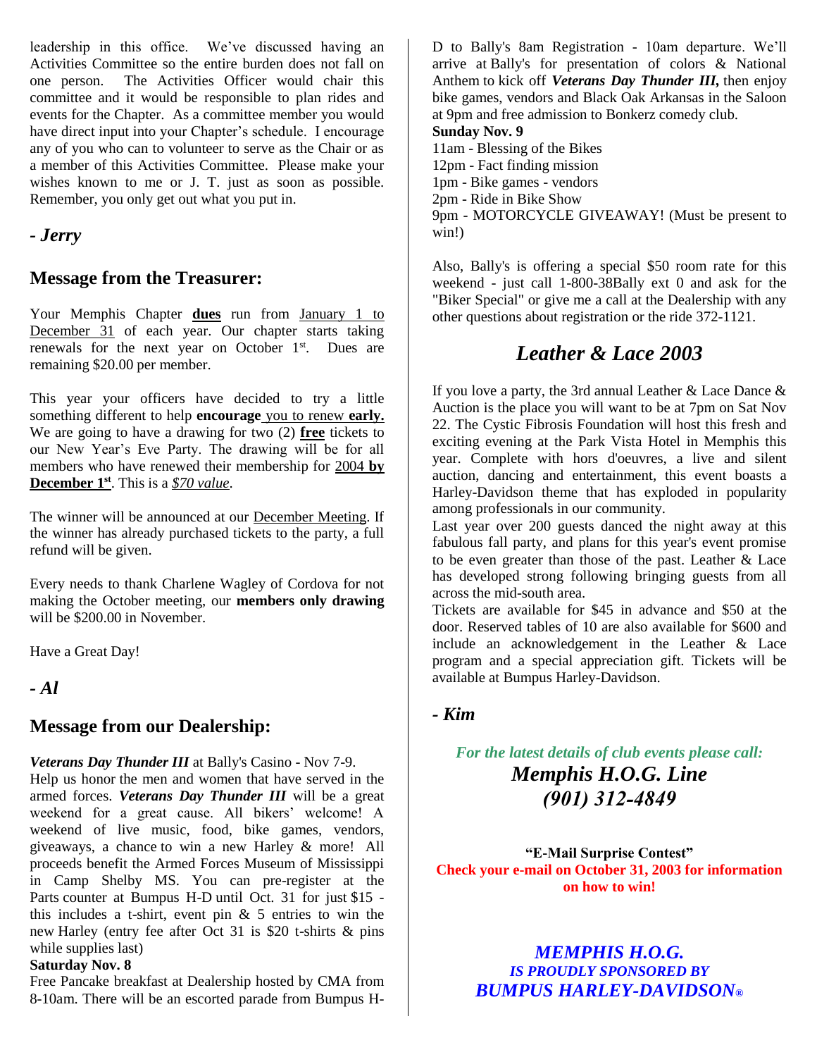leadership in this office. We've discussed having an Activities Committee so the entire burden does not fall on one person. The Activities Officer would chair this committee and it would be responsible to plan rides and events for the Chapter. As a committee member you would have direct input into your Chapter's schedule. I encourage any of you who can to volunteer to serve as the Chair or as a member of this Activities Committee. Please make your wishes known to me or J. T. just as soon as possible. Remember, you only get out what you put in.

***- Jerry***

## Message from the Treasurer:

Your Memphis Chapter **dues** run from January 1 to December 31 of each year. Our chapter starts taking renewals for the next year on October 1st. Dues are remaining $20.00 per member.

This year your officers have decided to try a little something different to help **encourage** you to renew **early.** We are going to have a drawing for two (2) **free** tickets to our New Year's Eve Party. The drawing will be for all members who have renewed their membership for 2004 **by December 1st**. This is a *$70 value*.

The winner will be announced at our December Meeting. If the winner has already purchased tickets to the party, a full refund will be given.

Every needs to thank Charlene Wagley of Cordova for not making the October meeting, our **members only drawing** will be $200.00 in November.

Have a Great Day!

***- Al***

## Message from our Dealership:

***Veterans Day Thunder III*** at Bally's Casino - Nov 7-9.
Help us honor the men and women that have served in the armed forces. ***Veterans Day Thunder III*** will be a great weekend for a great cause. All bikers' welcome! A weekend of live music, food, bike games, vendors, giveaways, a chance to win a new Harley & more! All proceeds benefit the Armed Forces Museum of Mississippi in Camp Shelby MS. You can pre-register at the Parts counter at Bumpus H-D until Oct. 31 for just $15 - this includes a t-shirt, event pin & 5 entries to win the new Harley (entry fee after Oct 31 is $20 t-shirts & pins while supplies last)

**Saturday Nov. 8**
Free Pancake breakfast at Dealership hosted by CMA from 8-10am. There will be an escorted parade from Bumpus H-D to Bally's 8am Registration - 10am departure. We'll arrive at Bally's for presentation of colors & National Anthem to kick off ***Veterans Day Thunder III,*** then enjoy bike games, vendors and Black Oak Arkansas in the Saloon at 9pm and free admission to Bonkerz comedy club.

**Sunday Nov. 9**
11am - Blessing of the Bikes
12pm - Fact finding mission
1pm - Bike games - vendors
2pm - Ride in Bike Show
9pm - MOTORCYCLE GIVEAWAY! (Must be present to win!)

Also, Bally's is offering a special $50 room rate for this weekend - just call 1-800-38Bally ext 0 and ask for the "Biker Special" or give me a call at the Dealership with any other questions about registration or the ride 372-1121.

## *Leather & Lace 2003*

If you love a party, the 3rd annual Leather & Lace Dance & Auction is the place you will want to be at 7pm on Sat Nov 22. The Cystic Fibrosis Foundation will host this fresh and exciting evening at the Park Vista Hotel in Memphis this year. Complete with hors d'oeuvres, a live and silent auction, dancing and entertainment, this event boasts a Harley-Davidson theme that has exploded in popularity among professionals in our community.
Last year over 200 guests danced the night away at this fabulous fall party, and plans for this year's event promise to be even greater than those of the past. Leather & Lace has developed strong following bringing guests from all across the mid-south area.
Tickets are available for $45 in advance and $50 at the door. Reserved tables of 10 are also available for $600 and include an acknowledgement in the Leather & Lace program and a special appreciation gift. Tickets will be available at Bumpus Harley-Davidson.

***- Kim***

*For the latest details of club events please call:*
***Memphis H.O.G. Line***
***(901) 312-4849***

**"E-Mail Surprise Contest"**
**Check your e-mail on October 31, 2003 for information on how to win!**

***MEMPHIS H.O.G.***
***IS PROUDLY SPONSORED BY***
***BUMPUS HARLEY-DAVIDSON®***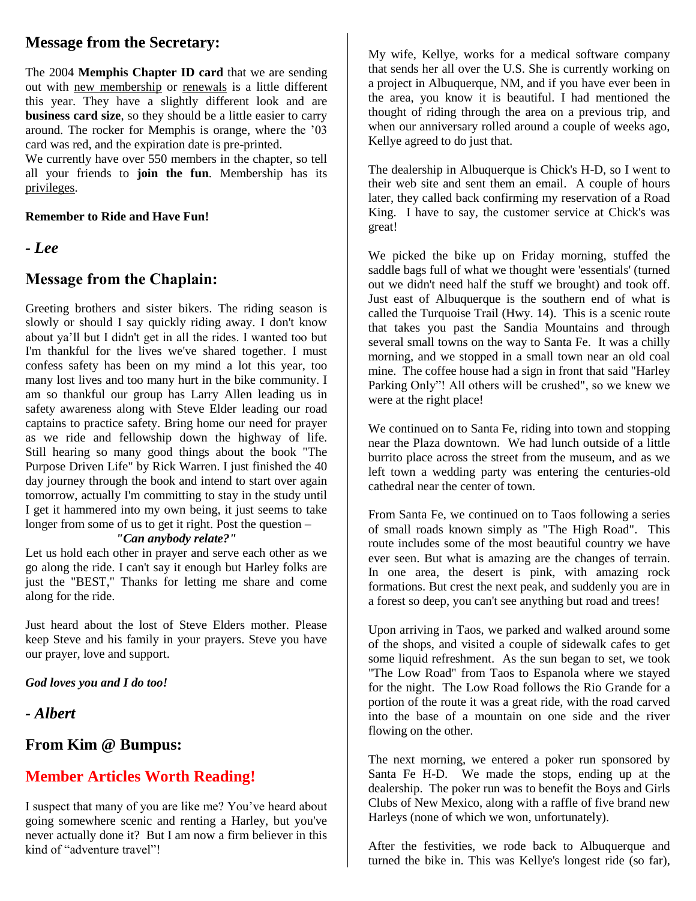## Message from the Secretary:

The 2004 **Memphis Chapter ID card** that we are sending out with new membership or renewals is a little different this year. They have a slightly different look and are **business card size**, so they should be a little easier to carry around. The rocker for Memphis is orange, where the '03 card was red, and the expiration date is pre-printed.

We currently have over 550 members in the chapter, so tell all your friends to **join the fun**. Membership has its privileges.

**Remember to Ride and Have Fun!**

***- Lee***

## Message from the Chaplain:

Greeting brothers and sister bikers. The riding season is slowly or should I say quickly riding away. I don't know about ya'll but I didn't get in all the rides. I wanted too but I'm thankful for the lives we've shared together. I must confess safety has been on my mind a lot this year, too many lost lives and too many hurt in the bike community. I am so thankful our group has Larry Allen leading us in safety awareness along with Steve Elder leading our road captains to practice safety. Bring home our need for prayer as we ride and fellowship down the highway of life. Still hearing so many good things about the book "The Purpose Driven Life" by Rick Warren. I just finished the 40 day journey through the book and intend to start over again tomorrow, actually I'm committing to stay in the study until I get it hammered into my own being, it just seems to take longer from some of us to get it right. Post the question –

***"Can anybody relate?"***

Let us hold each other in prayer and serve each other as we go along the ride. I can't say it enough but Harley folks are just the "BEST," Thanks for letting me share and come along for the ride.

Just heard about the lost of Steve Elders mother. Please keep Steve and his family in your prayers. Steve you have our prayer, love and support.

***God loves you and I do too!***

***- Albert***

## From Kim @ Bumpus:

## Member Articles Worth Reading!

I suspect that many of you are like me? You've heard about going somewhere scenic and renting a Harley, but you've never actually done it? But I am now a firm believer in this kind of "adventure travel"!

My wife, Kellye, works for a medical software company that sends her all over the U.S. She is currently working on a project in Albuquerque, NM, and if you have ever been in the area, you know it is beautiful. I had mentioned the thought of riding through the area on a previous trip, and when our anniversary rolled around a couple of weeks ago, Kellye agreed to do just that.

The dealership in Albuquerque is Chick's H-D, so I went to their web site and sent them an email. A couple of hours later, they called back confirming my reservation of a Road King. I have to say, the customer service at Chick's was great!

We picked the bike up on Friday morning, stuffed the saddle bags full of what we thought were 'essentials' (turned out we didn't need half the stuff we brought) and took off. Just east of Albuquerque is the southern end of what is called the Turquoise Trail (Hwy. 14). This is a scenic route that takes you past the Sandia Mountains and through several small towns on the way to Santa Fe. It was a chilly morning, and we stopped in a small town near an old coal mine. The coffee house had a sign in front that said "Harley Parking Only"! All others will be crushed", so we knew we were at the right place!

We continued on to Santa Fe, riding into town and stopping near the Plaza downtown. We had lunch outside of a little burrito place across the street from the museum, and as we left town a wedding party was entering the centuries-old cathedral near the center of town.

From Santa Fe, we continued on to Taos following a series of small roads known simply as "The High Road". This route includes some of the most beautiful country we have ever seen. But what is amazing are the changes of terrain. In one area, the desert is pink, with amazing rock formations. But crest the next peak, and suddenly you are in a forest so deep, you can't see anything but road and trees!

Upon arriving in Taos, we parked and walked around some of the shops, and visited a couple of sidewalk cafes to get some liquid refreshment. As the sun began to set, we took "The Low Road" from Taos to Espanola where we stayed for the night. The Low Road follows the Rio Grande for a portion of the route it was a great ride, with the road carved into the base of a mountain on one side and the river flowing on the other.

The next morning, we entered a poker run sponsored by Santa Fe H-D. We made the stops, ending up at the dealership. The poker run was to benefit the Boys and Girls Clubs of New Mexico, along with a raffle of five brand new Harleys (none of which we won, unfortunately).

After the festivities, we rode back to Albuquerque and turned the bike in. This was Kellye's longest ride (so far),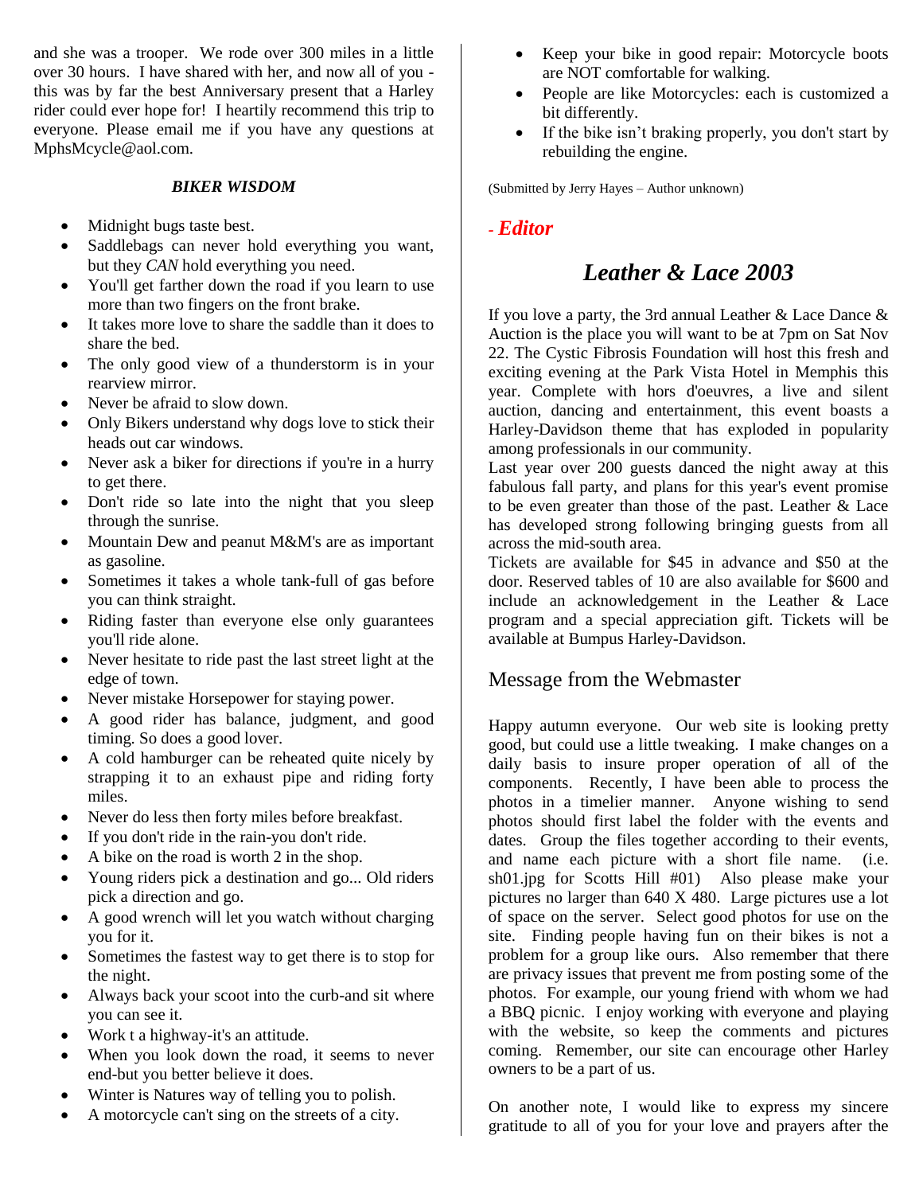and she was a trooper. We rode over 300 miles in a little over 30 hours. I have shared with her, and now all of you - this was by far the best Anniversary present that a Harley rider could ever hope for! I heartily recommend this trip to everyone. Please email me if you have any questions at MphsMcycle@aol.com.

### *BIKER WISDOM*

- Midnight bugs taste best.
- Saddlebags can never hold everything you want, but they *CAN* hold everything you need.
- You'll get farther down the road if you learn to use more than two fingers on the front brake.
- It takes more love to share the saddle than it does to share the bed.
- The only good view of a thunderstorm is in your rearview mirror.
- Never be afraid to slow down.
- Only Bikers understand why dogs love to stick their heads out car windows.
- Never ask a biker for directions if you're in a hurry to get there.
- Don't ride so late into the night that you sleep through the sunrise.
- Mountain Dew and peanut M&M's are as important as gasoline.
- Sometimes it takes a whole tank-full of gas before you can think straight.
- Riding faster than everyone else only guarantees you'll ride alone.
- Never hesitate to ride past the last street light at the edge of town.
- Never mistake Horsepower for staying power.
- A good rider has balance, judgment, and good timing. So does a good lover.
- A cold hamburger can be reheated quite nicely by strapping it to an exhaust pipe and riding forty miles.
- Never do less then forty miles before breakfast.
- If you don't ride in the rain-you don't ride.
- A bike on the road is worth 2 in the shop.
- Young riders pick a destination and go... Old riders pick a direction and go.
- A good wrench will let you watch without charging you for it.
- Sometimes the fastest way to get there is to stop for the night.
- Always back your scoot into the curb-and sit where you can see it.
- Work t a highway-it's an attitude.
- When you look down the road, it seems to never end-but you better believe it does.
- Winter is Natures way of telling you to polish.
- A motorcycle can't sing on the streets of a city.
- Keep your bike in good repair: Motorcycle boots are NOT comfortable for walking.
- People are like Motorcycles: each is customized a bit differently.
- If the bike isn't braking properly, you don't start by rebuilding the engine.

(Submitted by Jerry Hayes – Author unknown)

***- Editor***

## *Leather & Lace 2003*

If you love a party, the 3rd annual Leather & Lace Dance & Auction is the place you will want to be at 7pm on Sat Nov 22. The Cystic Fibrosis Foundation will host this fresh and exciting evening at the Park Vista Hotel in Memphis this year. Complete with hors d'oeuvres, a live and silent auction, dancing and entertainment, this event boasts a Harley-Davidson theme that has exploded in popularity among professionals in our community.
Last year over 200 guests danced the night away at this fabulous fall party, and plans for this year's event promise to be even greater than those of the past. Leather & Lace has developed strong following bringing guests from all across the mid-south area.
Tickets are available for $45 in advance and $50 at the door. Reserved tables of 10 are also available for $600 and include an acknowledgement in the Leather & Lace program and a special appreciation gift. Tickets will be available at Bumpus Harley-Davidson.

## Message from the Webmaster

Happy autumn everyone. Our web site is looking pretty good, but could use a little tweaking. I make changes on a daily basis to insure proper operation of all of the components. Recently, I have been able to process the photos in a timelier manner. Anyone wishing to send photos should first label the folder with the events and dates. Group the files together according to their events, and name each picture with a short file name. (i.e. sh01.jpg for Scotts Hill #01) Also please make your pictures no larger than 640 X 480. Large pictures use a lot of space on the server. Select good photos for use on the site. Finding people having fun on their bikes is not a problem for a group like ours. Also remember that there are privacy issues that prevent me from posting some of the photos. For example, our young friend with whom we had a BBQ picnic. I enjoy working with everyone and playing with the website, so keep the comments and pictures coming. Remember, our site can encourage other Harley owners to be a part of us.

On another note, I would like to express my sincere gratitude to all of you for your love and prayers after the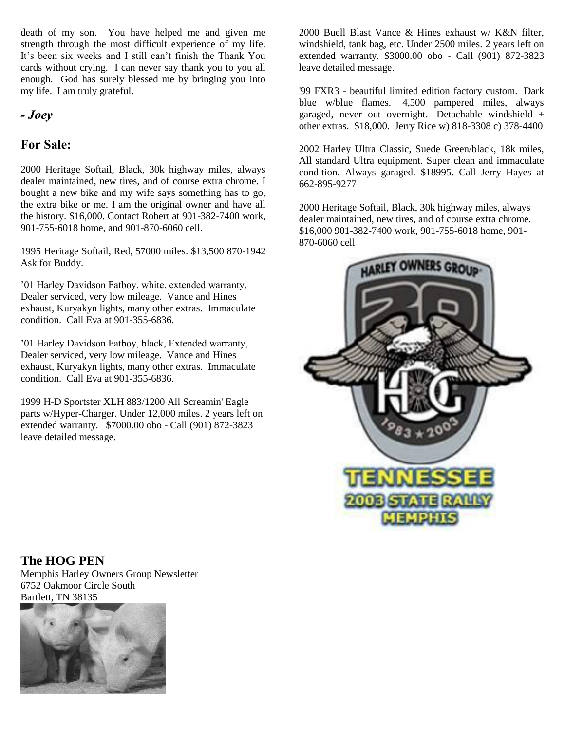death of my son. You have helped me and given me strength through the most difficult experience of my life. It's been six weeks and I still can't finish the Thank You cards without crying. I can never say thank you to you all enough. God has surely blessed me by bringing you into my life. I am truly grateful.

***- Joey***

## For Sale:

2000 Heritage Softail, Black, 30k highway miles, always dealer maintained, new tires, and of course extra chrome. I bought a new bike and my wife says something has to go, the extra bike or me. I am the original owner and have all the history. $16,000. Contact Robert at 901-382-7400 work, 901-755-6018 home, and 901-870-6060 cell.

1995 Heritage Softail, Red, 57000 miles. $13,500 870-1942 Ask for Buddy.

'01 Harley Davidson Fatboy, white, extended warranty, Dealer serviced, very low mileage. Vance and Hines exhaust, Kuryakyn lights, many other extras. Immaculate condition. Call Eva at 901-355-6836.

'01 Harley Davidson Fatboy, black, Extended warranty, Dealer serviced, very low mileage. Vance and Hines exhaust, Kuryakyn lights, many other extras. Immaculate condition. Call Eva at 901-355-6836.

1999 H-D Sportster XLH 883/1200 All Screamin' Eagle parts w/Hyper-Charger. Under 12,000 miles. 2 years left on extended warranty. $7000.00 obo - Call (901) 872-3823 leave detailed message.

2000 Buell Blast Vance & Hines exhaust w/ K&N filter, windshield, tank bag, etc. Under 2500 miles. 2 years left on extended warranty. $3000.00 obo - Call (901) 872-3823 leave detailed message.

'99 FXR3 - beautiful limited edition factory custom. Dark blue w/blue flames. 4,500 pampered miles, always garaged, never out overnight. Detachable windshield + other extras. $18,000. Jerry Rice w) 818-3308 c) 378-4400

2002 Harley Ultra Classic, Suede Green/black, 18k miles, All standard Ultra equipment. Super clean and immaculate condition. Always garaged. $18995. Call Jerry Hayes at 662-895-9277

2000 Heritage Softail, Black, 30k highway miles, always dealer maintained, new tires, and of course extra chrome. $16,000 901-382-7400 work, 901-755-6018 home, 901-870-6060 cell

HARLEY OWNERS GROUP 20 HOG 1983 ★ 2003

TENNESSEE 2003 STATE RALLY MEMPHIS

**The HOG PEN**
Memphis Harley Owners Group Newsletter
6752 Oakmoor Circle South
Bartlett, TN 38135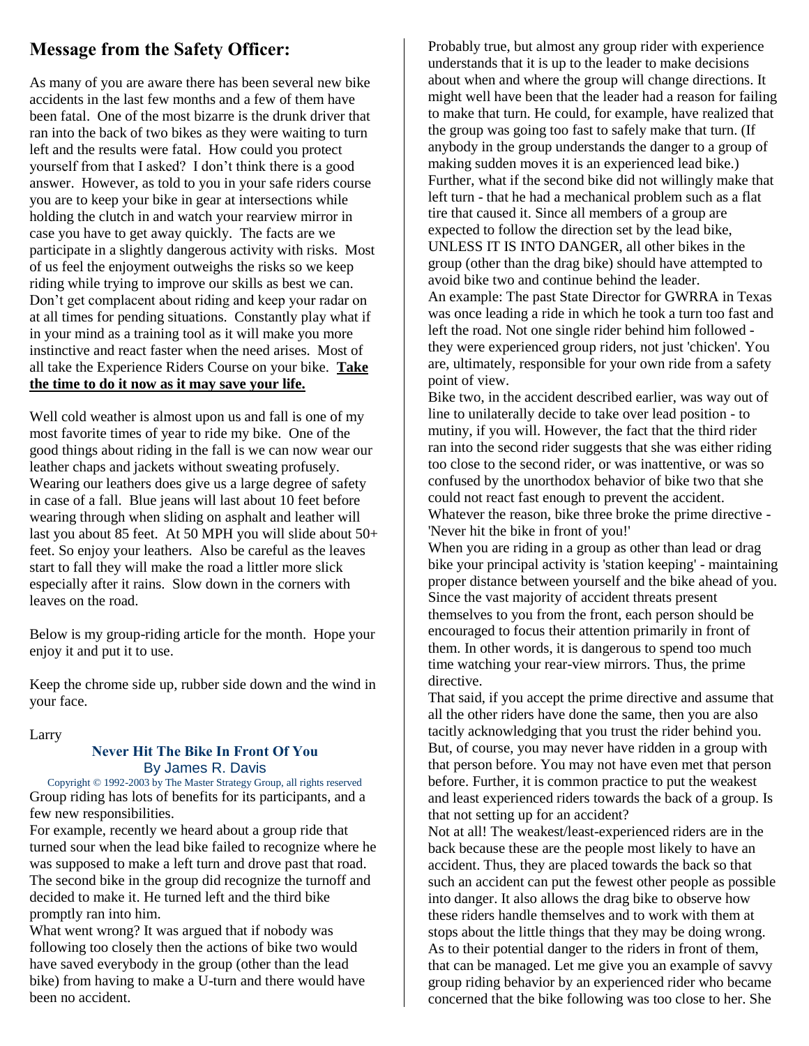## Message from the Safety Officer:

As many of you are aware there has been several new bike accidents in the last few months and a few of them have been fatal. One of the most bizarre is the drunk driver that ran into the back of two bikes as they were waiting to turn left and the results were fatal. How could you protect yourself from that I asked? I don't think there is a good answer. However, as told to you in your safe riders course you are to keep your bike in gear at intersections while holding the clutch in and watch your rearview mirror in case you have to get away quickly. The facts are we participate in a slightly dangerous activity with risks. Most of us feel the enjoyment outweighs the risks so we keep riding while trying to improve our skills as best we can. Don't get complacent about riding and keep your radar on at all times for pending situations. Constantly play what if in your mind as a training tool as it will make you more instinctive and react faster when the need arises. Most of all take the Experience Riders Course on your bike. **Take the time to do it now as it may save your life.**

Well cold weather is almost upon us and fall is one of my most favorite times of year to ride my bike. One of the good things about riding in the fall is we can now wear our leather chaps and jackets without sweating profusely. Wearing our leathers does give us a large degree of safety in case of a fall. Blue jeans will last about 10 feet before wearing through when sliding on asphalt and leather will last you about 85 feet. At 50 MPH you will slide about 50+ feet. So enjoy your leathers. Also be careful as the leaves start to fall they will make the road a littler more slick especially after it rains. Slow down in the corners with leaves on the road.

Below is my group-riding article for the month. Hope your enjoy it and put it to use.

Keep the chrome side up, rubber side down and the wind in your face.

Larry

### Never Hit The Bike In Front Of You

By James R. Davis

Copyright © 1992-2003 by The Master Strategy Group, all rights reserved

Group riding has lots of benefits for its participants, and a few new responsibilities.

For example, recently we heard about a group ride that turned sour when the lead bike failed to recognize where he was supposed to make a left turn and drove past that road. The second bike in the group did recognize the turnoff and decided to make it. He turned left and the third bike promptly ran into him.

What went wrong? It was argued that if nobody was following too closely then the actions of bike two would have saved everybody in the group (other than the lead bike) from having to make a U-turn and there would have been no accident.

Probably true, but almost any group rider with experience understands that it is up to the leader to make decisions about when and where the group will change directions. It might well have been that the leader had a reason for failing to make that turn. He could, for example, have realized that the group was going too fast to safely make that turn. (If anybody in the group understands the danger to a group of making sudden moves it is an experienced lead bike.) Further, what if the second bike did not willingly make that left turn - that he had a mechanical problem such as a flat tire that caused it. Since all members of a group are expected to follow the direction set by the lead bike, UNLESS IT IS INTO DANGER, all other bikes in the group (other than the drag bike) should have attempted to avoid bike two and continue behind the leader.

An example: The past State Director for GWRRA in Texas was once leading a ride in which he took a turn too fast and left the road. Not one single rider behind him followed - they were experienced group riders, not just 'chicken'. You are, ultimately, responsible for your own ride from a safety point of view.

Bike two, in the accident described earlier, was way out of line to unilaterally decide to take over lead position - to mutiny, if you will. However, the fact that the third rider ran into the second rider suggests that she was either riding too close to the second rider, or was inattentive, or was so confused by the unorthodox behavior of bike two that she could not react fast enough to prevent the accident. Whatever the reason, bike three broke the prime directive - 'Never hit the bike in front of you!'

When you are riding in a group as other than lead or drag bike your principal activity is 'station keeping' - maintaining proper distance between yourself and the bike ahead of you. Since the vast majority of accident threats present themselves to you from the front, each person should be encouraged to focus their attention primarily in front of them. In other words, it is dangerous to spend too much time watching your rear-view mirrors. Thus, the prime directive.

That said, if you accept the prime directive and assume that all the other riders have done the same, then you are also tacitly acknowledging that you trust the rider behind you. But, of course, you may never have ridden in a group with that person before. You may not have even met that person before. Further, it is common practice to put the weakest and least experienced riders towards the back of a group. Is that not setting up for an accident?

Not at all! The weakest/least-experienced riders are in the back because these are the people most likely to have an accident. Thus, they are placed towards the back so that such an accident can put the fewest other people as possible into danger. It also allows the drag bike to observe how these riders handle themselves and to work with them at stops about the little things that they may be doing wrong. As to their potential danger to the riders in front of them, that can be managed. Let me give you an example of savvy group riding behavior by an experienced rider who became concerned that the bike following was too close to her. She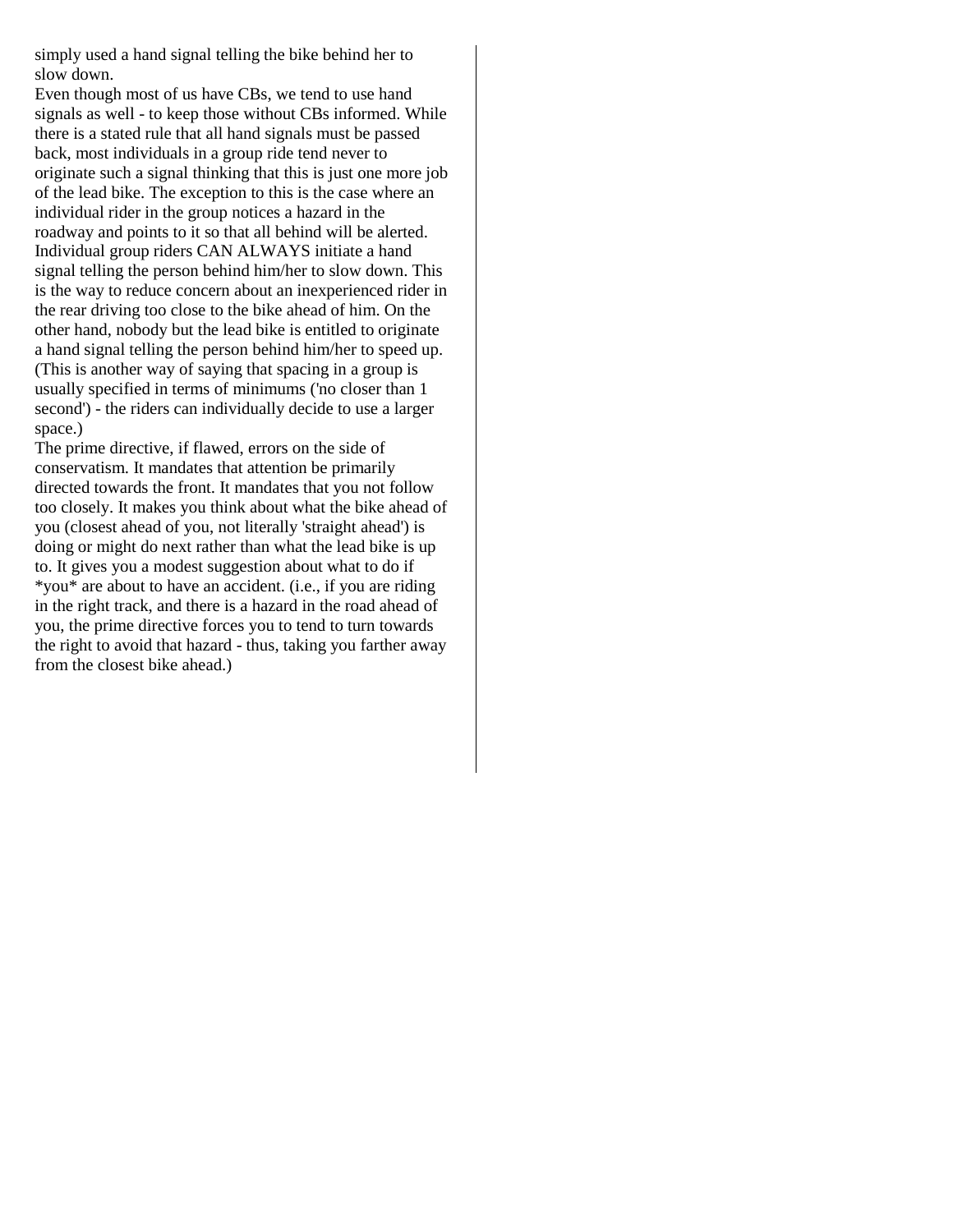simply used a hand signal telling the bike behind her to slow down.

Even though most of us have CBs, we tend to use hand signals as well - to keep those without CBs informed. While there is a stated rule that all hand signals must be passed back, most individuals in a group ride tend never to originate such a signal thinking that this is just one more job of the lead bike. The exception to this is the case where an individual rider in the group notices a hazard in the roadway and points to it so that all behind will be alerted. Individual group riders CAN ALWAYS initiate a hand signal telling the person behind him/her to slow down. This is the way to reduce concern about an inexperienced rider in the rear driving too close to the bike ahead of him. On the other hand, nobody but the lead bike is entitled to originate a hand signal telling the person behind him/her to speed up. (This is another way of saying that spacing in a group is usually specified in terms of minimums ('no closer than 1 second') - the riders can individually decide to use a larger space.)

The prime directive, if flawed, errors on the side of conservatism. It mandates that attention be primarily directed towards the front. It mandates that you not follow too closely. It makes you think about what the bike ahead of you (closest ahead of you, not literally 'straight ahead') is doing or might do next rather than what the lead bike is up to. It gives you a modest suggestion about what to do if *you* are about to have an accident. (i.e., if you are riding in the right track, and there is a hazard in the road ahead of you, the prime directive forces you to tend to turn towards the right to avoid that hazard - thus, taking you farther away from the closest bike ahead.)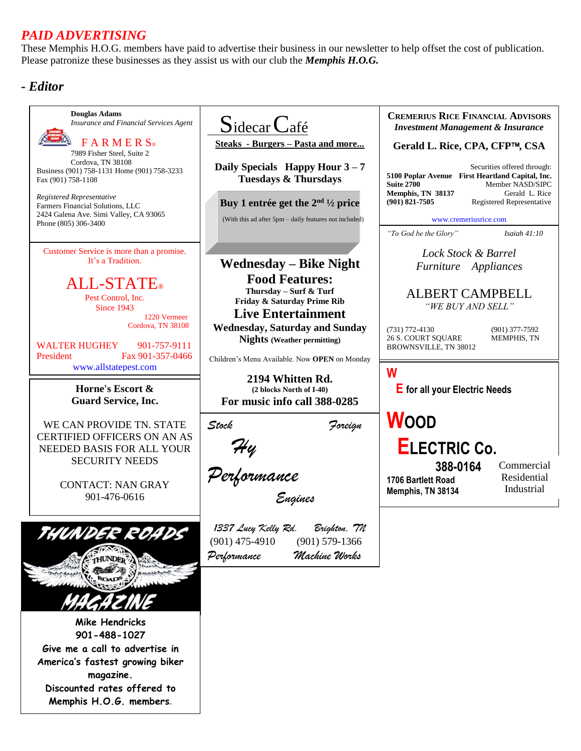## *PAID ADVERTISING*

These Memphis H.O.G. members have paid to advertise their business in our newsletter to help offset the cost of publication. Please patronize these businesses as they assist us with our club the ***Memphis H.O.G.***

### *- Editor*

---

**Douglas Adams**
*Insurance and Financial Services Agent*

FARMERS®
7989 Fisher Steel, Suite 2
Cordova, TN 38108
Business (901) 758-1131 Home (901) 758-3233
Fax (901) 758-1108

*Registered Representative*
Farmers Financial Solutions, LLC
2424 Galena Ave. Simi Valley, CA 93065
Phone (805) 306-3400

---

Customer Service is more than a promise.
It's a Tradition.

ALL-STATE®
Pest Control, Inc.
Since 1943
1220 Vermeer
Cordova, TN 38108

WALTER HUGHEY 901-757-9111
President Fax 901-357-0466
www.allstatepest.com

---

**Horne's Escort & Guard Service, Inc.**

WE CAN PROVIDE TN. STATE CERTIFIED OFFICERS ON AN AS NEEDED BASIS FOR ALL YOUR SECURITY NEEDS

CONTACT: NAN GRAY
901-476-0616

---

THUNDER ROADS MAGAZINE

**Mike Hendricks**
**901-488-1027**
**Give me a call to advertise in America's fastest growing biker magazine.**
**Discounted rates offered to Memphis H.O.G. members.**

---

Sidecar Café
**Steaks - Burgers – Pasta and more...**

**Daily Specials Happy Hour 3 – 7**
**Tuesdays & Thursdays**

**Buy 1 entrée get the 2nd ½ price**
(With this ad after 5pm – daily features not included)

**Wednesday – Bike Night**
**Food Features:**
**Thursday – Surf & Turf**
**Friday & Saturday Prime Rib**
**Live Entertainment**
**Wednesday, Saturday and Sunday Nights** **(Weather permitting)**

Children's Menu Available. Now **OPEN** on Monday

**2194 Whitten Rd.**
**(2 blocks North of I-40)**
**For music info call 388-0285**

---

*Stock* *Foreign*
*Hy Performance*
*Engines*

*1337 Lucy Kelly Rd.* *Brighton, TN*
(901) 475-4910 (901) 579-1366
*Performance* *Machine Works*

---

**CREMERIUS RICE FINANCIAL ADVISORS**
***Investment Management & Insurance***

**Gerald L. Rice, CPA, CFP™, CSA**

**5100 Poplar Avenue**
**Suite 2700**
**Memphis, TN 38137**
**(901) 821-7505**

Securities offered through:
**First Heartland Capital, Inc.**
Member NASD/SIPC
Gerald L. Rice
Registered Representative

www.cremeriusrice.com

*"To God be the Glory"* *Isaiah 41:10*

---

*Lock Stock & Barrel*
*Furniture Appliances*

ALBERT CAMPBELL
*"WE BUY AND SELL"*

(731) 772-4130
26 S. COURT SQUARE
BROWNSVILLE, TN 38012

(901) 377-7592
MEMPHIS, TN

---

**W**
**E for all your Electric Needs**

**WOOD ELECTRIC Co.**
**388-0164**
**1706 Bartlett Road**
**Memphis, TN 38134**

Commercial
Residential
Industrial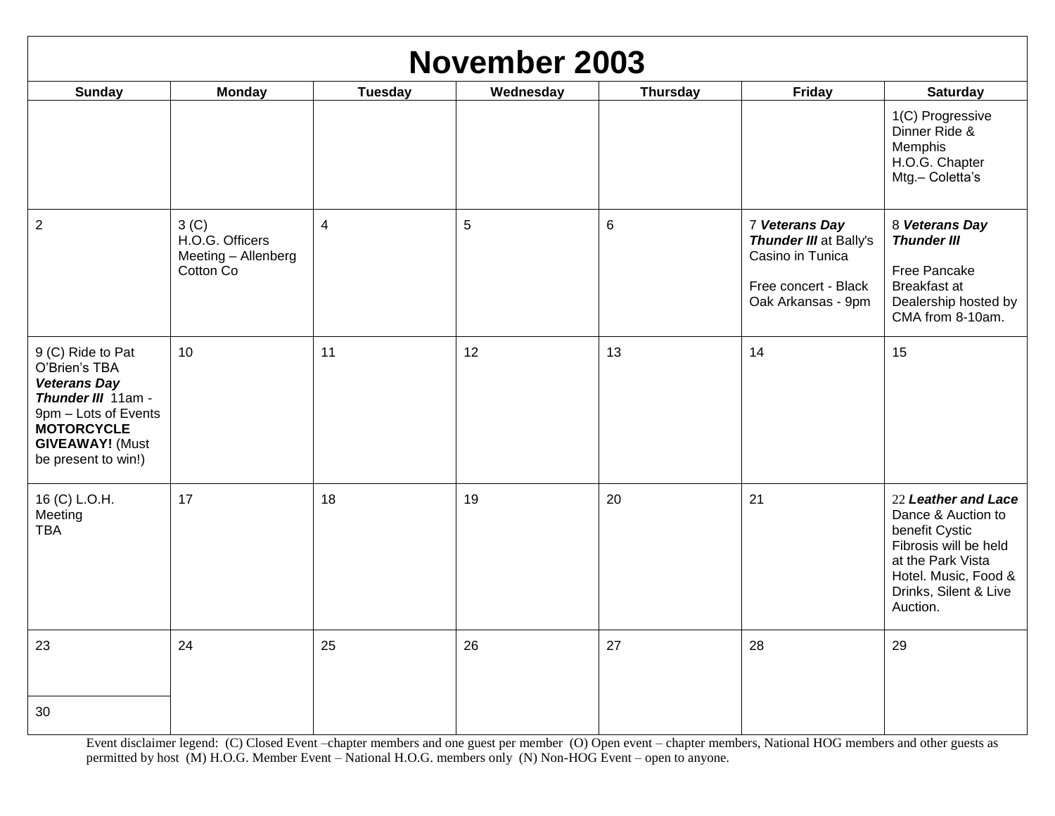# November 2003

| Sunday | Monday | Tuesday | Wednesday | Thursday | Friday | Saturday |
|---|---|---|---|---|---|---|
| | | | | | | 1(C) Progressive Dinner Ride & Memphis H.O.G. Chapter Mtg.– Coletta's |
| 2 | 3 (C) H.O.G. Officers Meeting – Allenberg Cotton Co | 4 | 5 | 6 | 7 ***Veterans Day Thunder III*** at Bally's Casino in Tunica<br><br>Free concert - Black Oak Arkansas - 9pm | 8 ***Veterans Day Thunder III***<br><br>Free Pancake Breakfast at Dealership hosted by CMA from 8-10am. |
| 9 (C) Ride to Pat O'Brien's TBA ***Veterans Day Thunder III*** 11am - 9pm – Lots of Events **MOTORCYCLE GIVEAWAY!** (Must be present to win!) | 10 | 11 | 12 | 13 | 14 | 15 |
| 16 (C) L.O.H. Meeting TBA | 17 | 18 | 19 | 20 | 21 | 22 ***Leather and Lace*** Dance & Auction to benefit Cystic Fibrosis will be held at the Park Vista Hotel. Music, Food & Drinks, Silent & Live Auction. |
| 23 | 24 | 25 | 26 | 27 | 28 | 29 |
| 30 | | | | | | |

Event disclaimer legend: (C) Closed Event –chapter members and one guest per member (O) Open event – chapter members, National HOG members and other guests as permitted by host (M) H.O.G. Member Event – National H.O.G. members only (N) Non-HOG Event – open to anyone.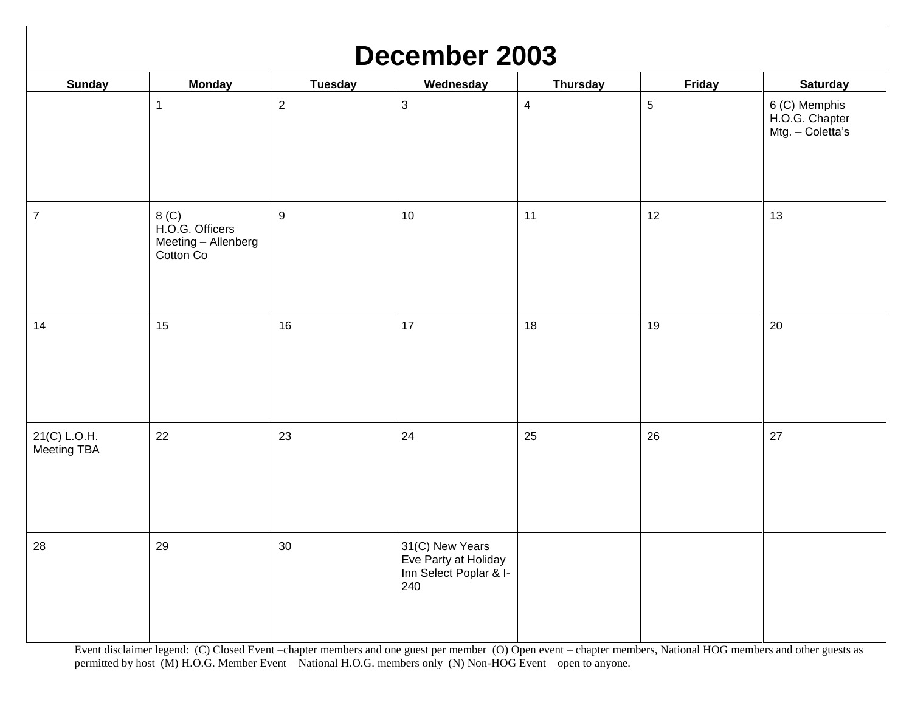# December 2003

| Sunday | Monday | Tuesday | Wednesday | Thursday | Friday | Saturday |
|---|---|---|---|---|---|---|
| | 1 | 2 | 3 | 4 | 5 | 6 (C) Memphis H.O.G. Chapter Mtg. – Coletta's |
| 7 | 8 (C) H.O.G. Officers Meeting – Allenberg Cotton Co | 9 | 10 | 11 | 12 | 13 |
| 14 | 15 | 16 | 17 | 18 | 19 | 20 |
| 21(C) L.O.H. Meeting TBA | 22 | 23 | 24 | 25 | 26 | 27 |
| 28 | 29 | 30 | 31(C) New Years Eve Party at Holiday Inn Select Poplar & I-240 | | | |

Event disclaimer legend: (C) Closed Event –chapter members and one guest per member (O) Open event – chapter members, National HOG members and other guests as permitted by host (M) H.O.G. Member Event – National H.O.G. members only (N) Non-HOG Event – open to anyone.